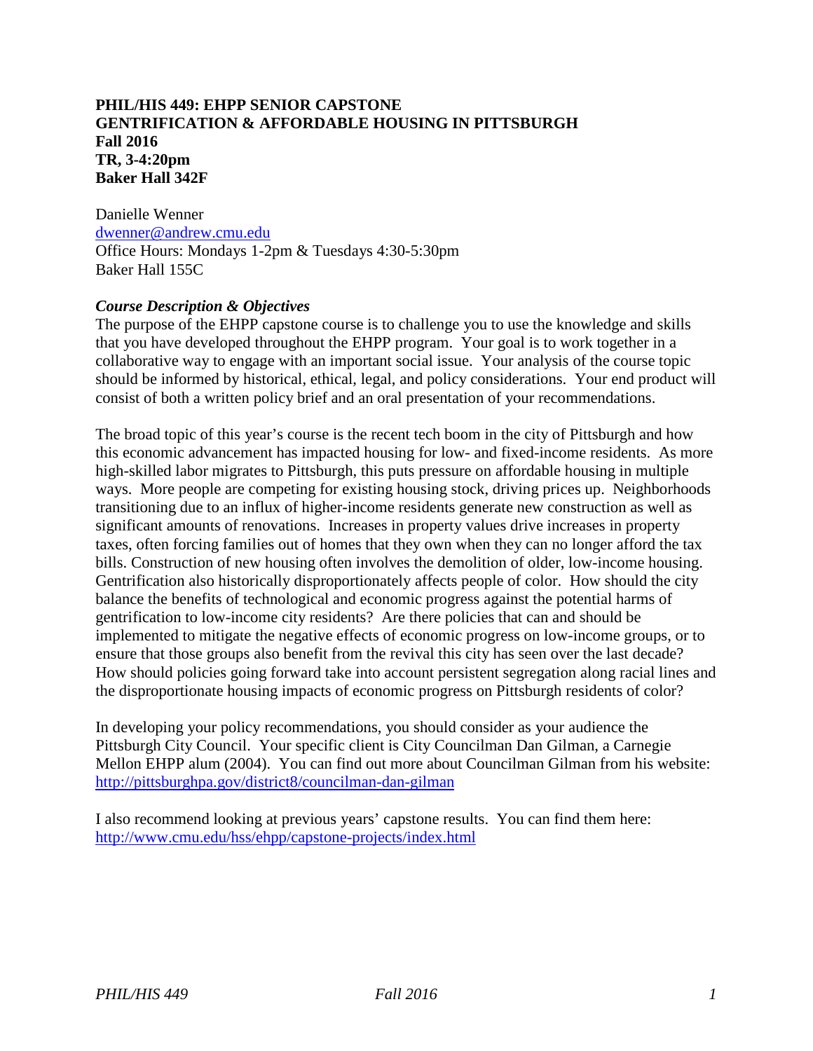**PHIL/HIS 449: EHPP SENIOR CAPSTONE**
**GENTRIFICATION & AFFORDABLE HOUSING IN PITTSBURGH**
**Fall 2016**
**TR, 3-4:20pm**
**Baker Hall 342F**

Danielle Wenner
[dwenner@andrew.cmu.edu](mailto:dwenner@andrew.cmu.edu)
Office Hours: Mondays 1-2pm & Tuesdays 4:30-5:30pm
Baker Hall 155C

***Course Description & Objectives***

The purpose of the EHPP capstone course is to challenge you to use the knowledge and skills that you have developed throughout the EHPP program. Your goal is to work together in a collaborative way to engage with an important social issue. Your analysis of the course topic should be informed by historical, ethical, legal, and policy considerations. Your end product will consist of both a written policy brief and an oral presentation of your recommendations.

The broad topic of this year's course is the recent tech boom in the city of Pittsburgh and how this economic advancement has impacted housing for low- and fixed-income residents. As more high-skilled labor migrates to Pittsburgh, this puts pressure on affordable housing in multiple ways. More people are competing for existing housing stock, driving prices up. Neighborhoods transitioning due to an influx of higher-income residents generate new construction as well as significant amounts of renovations. Increases in property values drive increases in property taxes, often forcing families out of homes that they own when they can no longer afford the tax bills. Construction of new housing often involves the demolition of older, low-income housing. Gentrification also historically disproportionately affects people of color. How should the city balance the benefits of technological and economic progress against the potential harms of gentrification to low-income city residents? Are there policies that can and should be implemented to mitigate the negative effects of economic progress on low-income groups, or to ensure that those groups also benefit from the revival this city has seen over the last decade? How should policies going forward take into account persistent segregation along racial lines and the disproportionate housing impacts of economic progress on Pittsburgh residents of color?

In developing your policy recommendations, you should consider as your audience the Pittsburgh City Council. Your specific client is City Councilman Dan Gilman, a Carnegie Mellon EHPP alum (2004). You can find out more about Councilman Gilman from his website: [http://pittsburghpa.gov/district8/councilman-dan-gilman](http://pittsburghpa.gov/district8/councilman-dan-gilman)

I also recommend looking at previous years' capstone results. You can find them here: [http://www.cmu.edu/hss/ehpp/capstone-projects/index.html](http://www.cmu.edu/hss/ehpp/capstone-projects/index.html)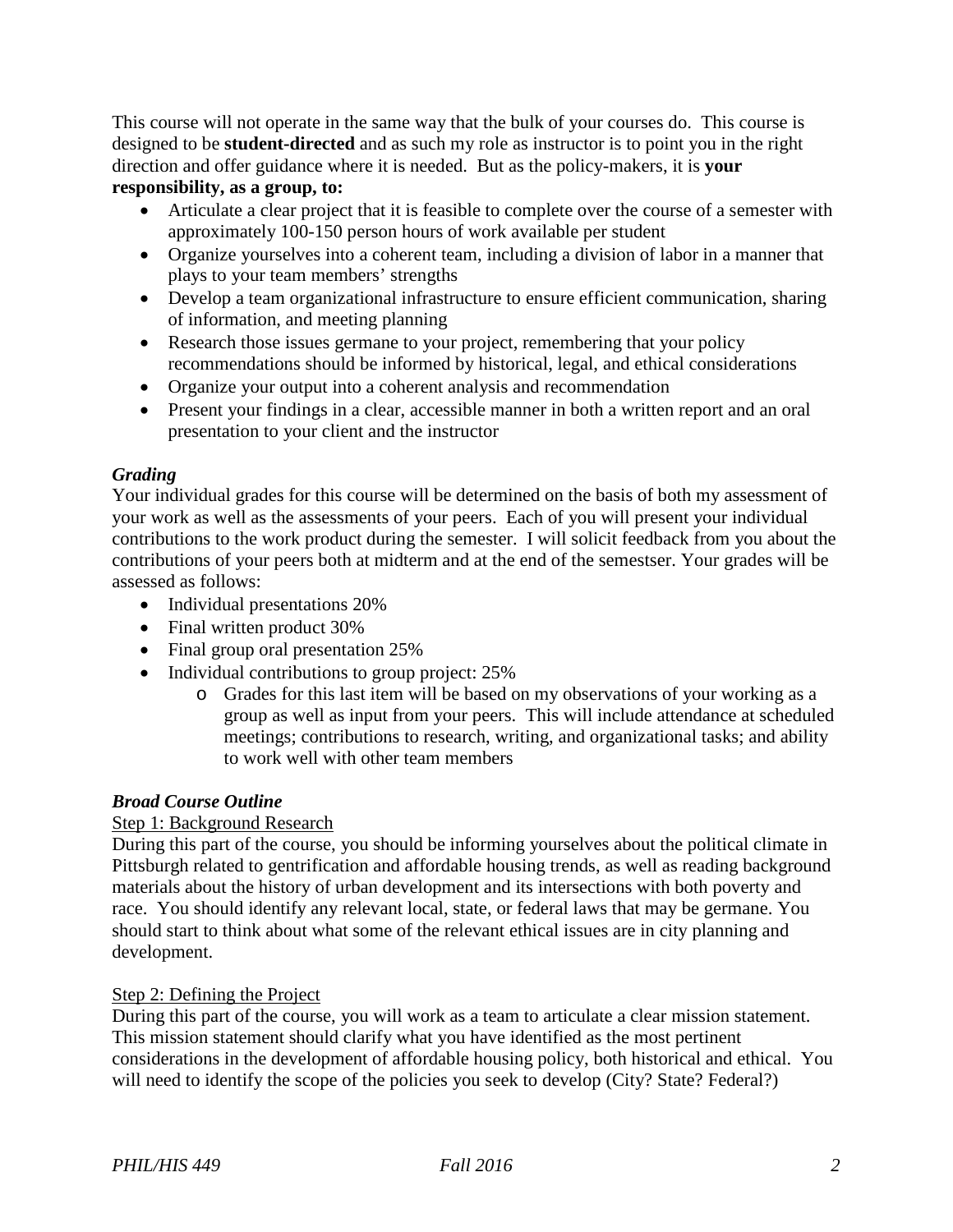This course will not operate in the same way that the bulk of your courses do. This course is designed to be **student-directed** and as such my role as instructor is to point you in the right direction and offer guidance where it is needed. But as the policy-makers, it is **your responsibility, as a group, to:**

- Articulate a clear project that it is feasible to complete over the course of a semester with approximately 100-150 person hours of work available per student
- Organize yourselves into a coherent team, including a division of labor in a manner that plays to your team members' strengths
- Develop a team organizational infrastructure to ensure efficient communication, sharing of information, and meeting planning
- Research those issues germane to your project, remembering that your policy recommendations should be informed by historical, legal, and ethical considerations
- Organize your output into a coherent analysis and recommendation
- Present your findings in a clear, accessible manner in both a written report and an oral presentation to your client and the instructor

### *Grading*

Your individual grades for this course will be determined on the basis of both my assessment of your work as well as the assessments of your peers. Each of you will present your individual contributions to the work product during the semester. I will solicit feedback from you about the contributions of your peers both at midterm and at the end of the semestser. Your grades will be assessed as follows:

- Individual presentations 20%
- Final written product 30%
- Final group oral presentation 25%
- Individual contributions to group project: 25%
  - Grades for this last item will be based on my observations of your working as a group as well as input from your peers. This will include attendance at scheduled meetings; contributions to research, writing, and organizational tasks; and ability to work well with other team members

### *Broad Course Outline*

Step 1: Background Research

During this part of the course, you should be informing yourselves about the political climate in Pittsburgh related to gentrification and affordable housing trends, as well as reading background materials about the history of urban development and its intersections with both poverty and race. You should identify any relevant local, state, or federal laws that may be germane. You should start to think about what some of the relevant ethical issues are in city planning and development.

Step 2: Defining the Project

During this part of the course, you will work as a team to articulate a clear mission statement. This mission statement should clarify what you have identified as the most pertinent considerations in the development of affordable housing policy, both historical and ethical. You will need to identify the scope of the policies you seek to develop (City? State? Federal?)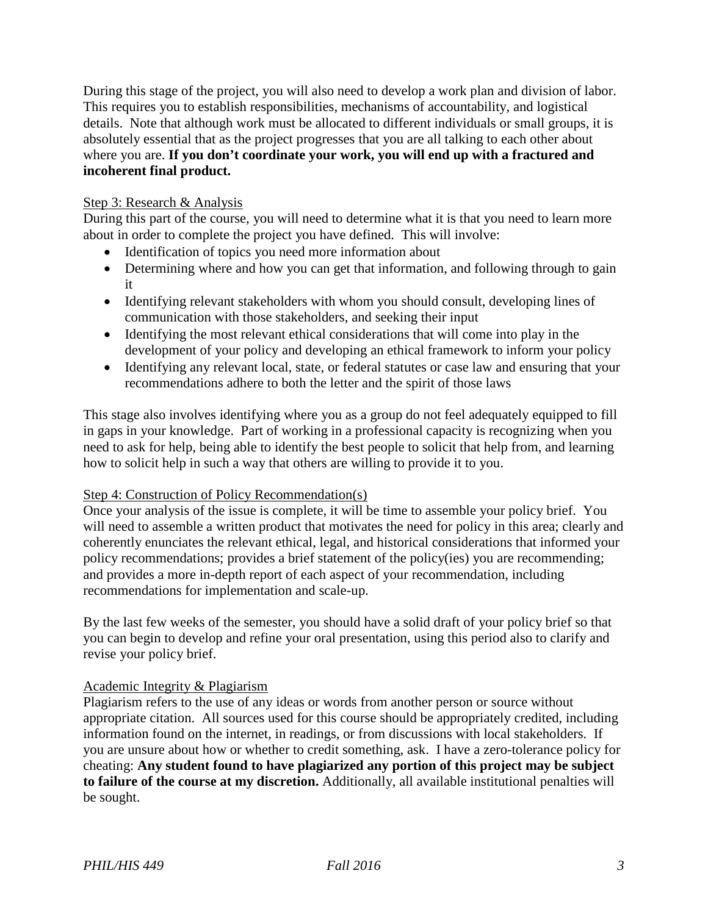During this stage of the project, you will also need to develop a work plan and division of labor. This requires you to establish responsibilities, mechanisms of accountability, and logistical details. Note that although work must be allocated to different individuals or small groups, it is absolutely essential that as the project progresses that you are all talking to each other about where you are. **If you don't coordinate your work, you will end up with a fractured and incoherent final product.**

### Step 3: Research & Analysis

During this part of the course, you will need to determine what it is that you need to learn more about in order to complete the project you have defined. This will involve:

- Identification of topics you need more information about
- Determining where and how you can get that information, and following through to gain it
- Identifying relevant stakeholders with whom you should consult, developing lines of communication with those stakeholders, and seeking their input
- Identifying the most relevant ethical considerations that will come into play in the development of your policy and developing an ethical framework to inform your policy
- Identifying any relevant local, state, or federal statutes or case law and ensuring that your recommendations adhere to both the letter and the spirit of those laws

This stage also involves identifying where you as a group do not feel adequately equipped to fill in gaps in your knowledge. Part of working in a professional capacity is recognizing when you need to ask for help, being able to identify the best people to solicit that help from, and learning how to solicit help in such a way that others are willing to provide it to you.

### Step 4: Construction of Policy Recommendation(s)

Once your analysis of the issue is complete, it will be time to assemble your policy brief. You will need to assemble a written product that motivates the need for policy in this area; clearly and coherently enunciates the relevant ethical, legal, and historical considerations that informed your policy recommendations; provides a brief statement of the policy(ies) you are recommending; and provides a more in-depth report of each aspect of your recommendation, including recommendations for implementation and scale-up.

By the last few weeks of the semester, you should have a solid draft of your policy brief so that you can begin to develop and refine your oral presentation, using this period also to clarify and revise your policy brief.

### Academic Integrity & Plagiarism

Plagiarism refers to the use of any ideas or words from another person or source without appropriate citation. All sources used for this course should be appropriately credited, including information found on the internet, in readings, or from discussions with local stakeholders. If you are unsure about how or whether to credit something, ask. I have a zero-tolerance policy for cheating: **Any student found to have plagiarized any portion of this project may be subject to failure of the course at my discretion.** Additionally, all available institutional penalties will be sought.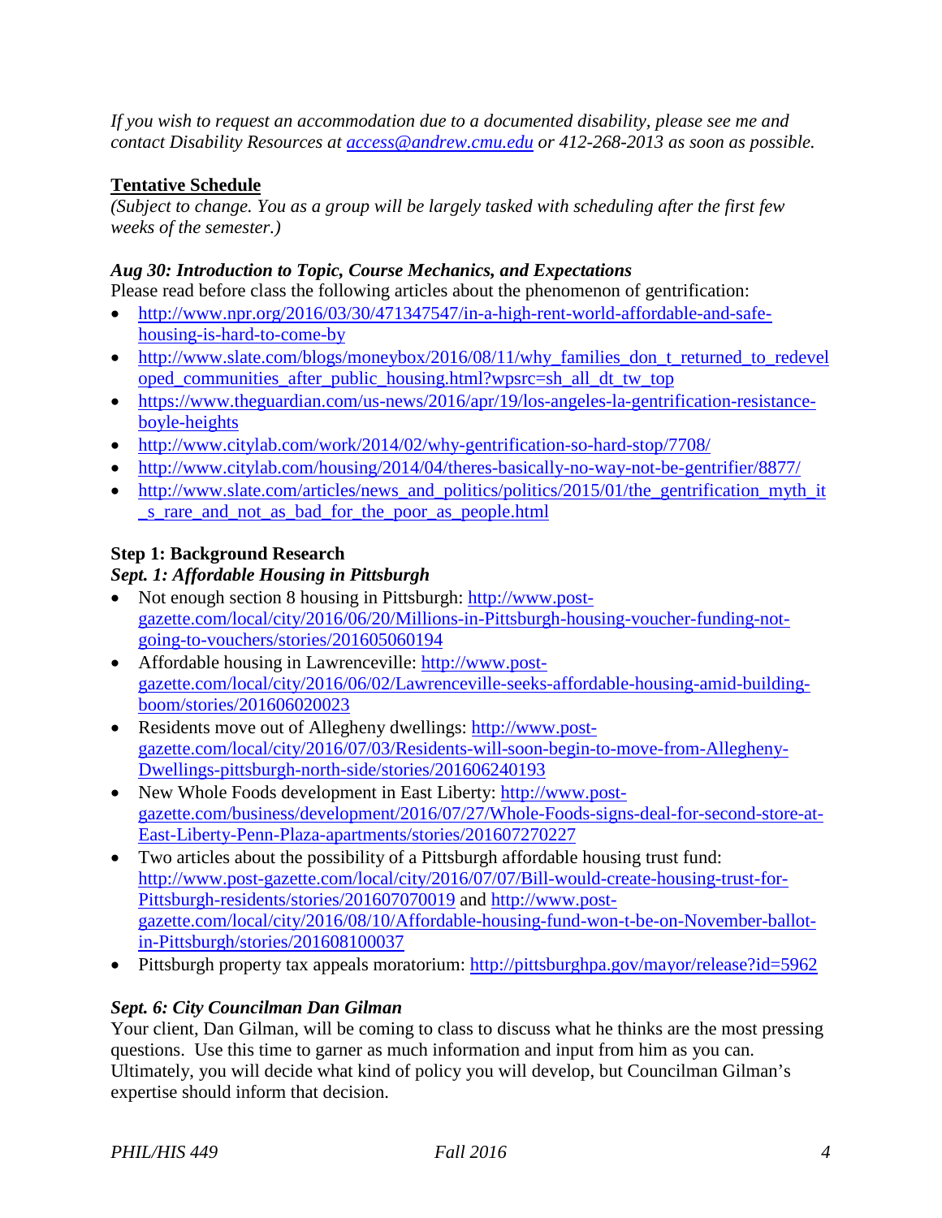*If you wish to request an accommodation due to a documented disability, please see me and contact Disability Resources at [access@andrew.cmu.edu](mailto:access@andrew.cmu.edu) or 412-268-2013 as soon as possible.*

## Tentative Schedule

*(Subject to change. You as a group will be largely tasked with scheduling after the first few weeks of the semester.)*

### *Aug 30: Introduction to Topic, Course Mechanics, and Expectations*

Please read before class the following articles about the phenomenon of gentrification:

- http://www.npr.org/2016/03/30/471347547/in-a-high-rent-world-affordable-and-safe-housing-is-hard-to-come-by
- http://www.slate.com/blogs/moneybox/2016/08/11/why_families_don_t_returned_to_redeveloped_communities_after_public_housing.html?wpsrc=sh_all_dt_tw_top
- https://www.theguardian.com/us-news/2016/apr/19/los-angeles-la-gentrification-resistance-boyle-heights
- http://www.citylab.com/work/2014/02/why-gentrification-so-hard-stop/7708/
- http://www.citylab.com/housing/2014/04/theres-basically-no-way-not-be-gentrifier/8877/
- http://www.slate.com/articles/news_and_politics/politics/2015/01/the_gentrification_myth_it_s_rare_and_not_as_bad_for_the_poor_as_people.html

### Step 1: Background Research

### *Sept. 1: Affordable Housing in Pittsburgh*

- Not enough section 8 housing in Pittsburgh: http://www.post-gazette.com/local/city/2016/06/20/Millions-in-Pittsburgh-housing-voucher-funding-not-going-to-vouchers/stories/201605060194
- Affordable housing in Lawrenceville: http://www.post-gazette.com/local/city/2016/06/02/Lawrenceville-seeks-affordable-housing-amid-building-boom/stories/201606020023
- Residents move out of Allegheny dwellings: http://www.post-gazette.com/local/city/2016/07/03/Residents-will-soon-begin-to-move-from-Allegheny-Dwellings-pittsburgh-north-side/stories/201606240193
- New Whole Foods development in East Liberty: http://www.post-gazette.com/business/development/2016/07/27/Whole-Foods-signs-deal-for-second-store-at-East-Liberty-Penn-Plaza-apartments/stories/201607270227
- Two articles about the possibility of a Pittsburgh affordable housing trust fund: http://www.post-gazette.com/local/city/2016/07/07/Bill-would-create-housing-trust-for-Pittsburgh-residents/stories/201607070019 and http://www.post-gazette.com/local/city/2016/08/10/Affordable-housing-fund-won-t-be-on-November-ballot-in-Pittsburgh/stories/201608100037
- Pittsburgh property tax appeals moratorium: http://pittsburghpa.gov/mayor/release?id=5962

### *Sept. 6: City Councilman Dan Gilman*

Your client, Dan Gilman, will be coming to class to discuss what he thinks are the most pressing questions. Use this time to garner as much information and input from him as you can. Ultimately, you will decide what kind of policy you will develop, but Councilman Gilman's expertise should inform that decision.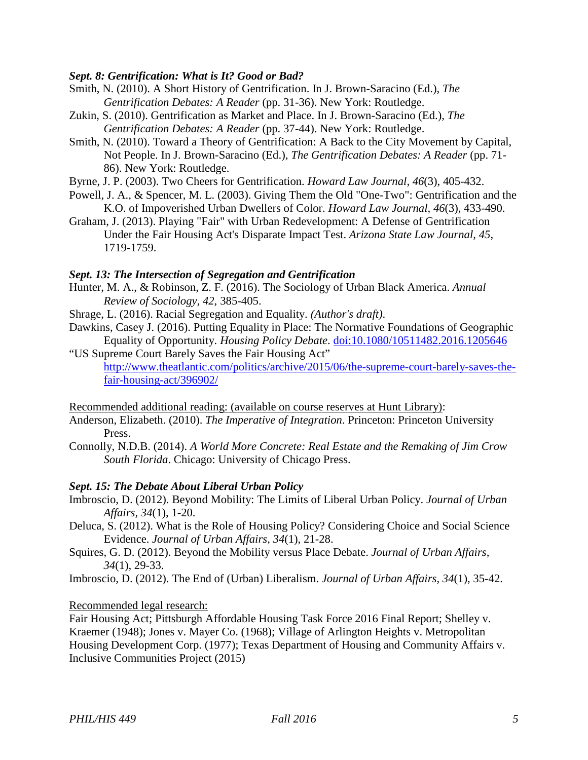***Sept. 8: Gentrification: What is It? Good or Bad?***

Smith, N. (2010). A Short History of Gentrification. In J. Brown-Saracino (Ed.), *The Gentrification Debates: A Reader* (pp. 31-36). New York: Routledge.

Zukin, S. (2010). Gentrification as Market and Place. In J. Brown-Saracino (Ed.), *The Gentrification Debates: A Reader* (pp. 37-44). New York: Routledge.

Smith, N. (2010). Toward a Theory of Gentrification: A Back to the City Movement by Capital, Not People. In J. Brown-Saracino (Ed.), *The Gentrification Debates: A Reader* (pp. 71-86). New York: Routledge.

Byrne, J. P. (2003). Two Cheers for Gentrification. *Howard Law Journal*, *46*(3), 405-432.

Powell, J. A., & Spencer, M. L. (2003). Giving Them the Old "One-Two": Gentrification and the K.O. of Impoverished Urban Dwellers of Color. *Howard Law Journal*, *46*(3), 433-490.

Graham, J. (2013). Playing "Fair" with Urban Redevelopment: A Defense of Gentrification Under the Fair Housing Act's Disparate Impact Test. *Arizona State Law Journal*, *45*, 1719-1759.

***Sept. 13: The Intersection of Segregation and Gentrification***

Hunter, M. A., & Robinson, Z. F. (2016). The Sociology of Urban Black America. *Annual Review of Sociology*, *42*, 385-405.

Shrage, L. (2016). Racial Segregation and Equality. *(Author's draft)*.

Dawkins, Casey J. (2016). Putting Equality in Place: The Normative Foundations of Geographic Equality of Opportunity. *Housing Policy Debate*. doi:10.1080/10511482.2016.1205646

"US Supreme Court Barely Saves the Fair Housing Act" http://www.theatlantic.com/politics/archive/2015/06/the-supreme-court-barely-saves-the-fair-housing-act/396902/

Recommended additional reading: (available on course reserves at Hunt Library):

Anderson, Elizabeth. (2010). *The Imperative of Integration*. Princeton: Princeton University Press.

Connolly, N.D.B. (2014). *A World More Concrete: Real Estate and the Remaking of Jim Crow South Florida*. Chicago: University of Chicago Press.

***Sept. 15: The Debate About Liberal Urban Policy***

Imbroscio, D. (2012). Beyond Mobility: The Limits of Liberal Urban Policy. *Journal of Urban Affairs*, *34*(1), 1-20.

Deluca, S. (2012). What is the Role of Housing Policy? Considering Choice and Social Science Evidence. *Journal of Urban Affairs*, *34*(1), 21-28.

Squires, G. D. (2012). Beyond the Mobility versus Place Debate. *Journal of Urban Affairs*, *34*(1), 29-33.

Imbroscio, D. (2012). The End of (Urban) Liberalism. *Journal of Urban Affairs*, *34*(1), 35-42.

Recommended legal research:

Fair Housing Act; Pittsburgh Affordable Housing Task Force 2016 Final Report; Shelley v. Kraemer (1948); Jones v. Mayer Co. (1968); Village of Arlington Heights v. Metropolitan Housing Development Corp. (1977); Texas Department of Housing and Community Affairs v. Inclusive Communities Project (2015)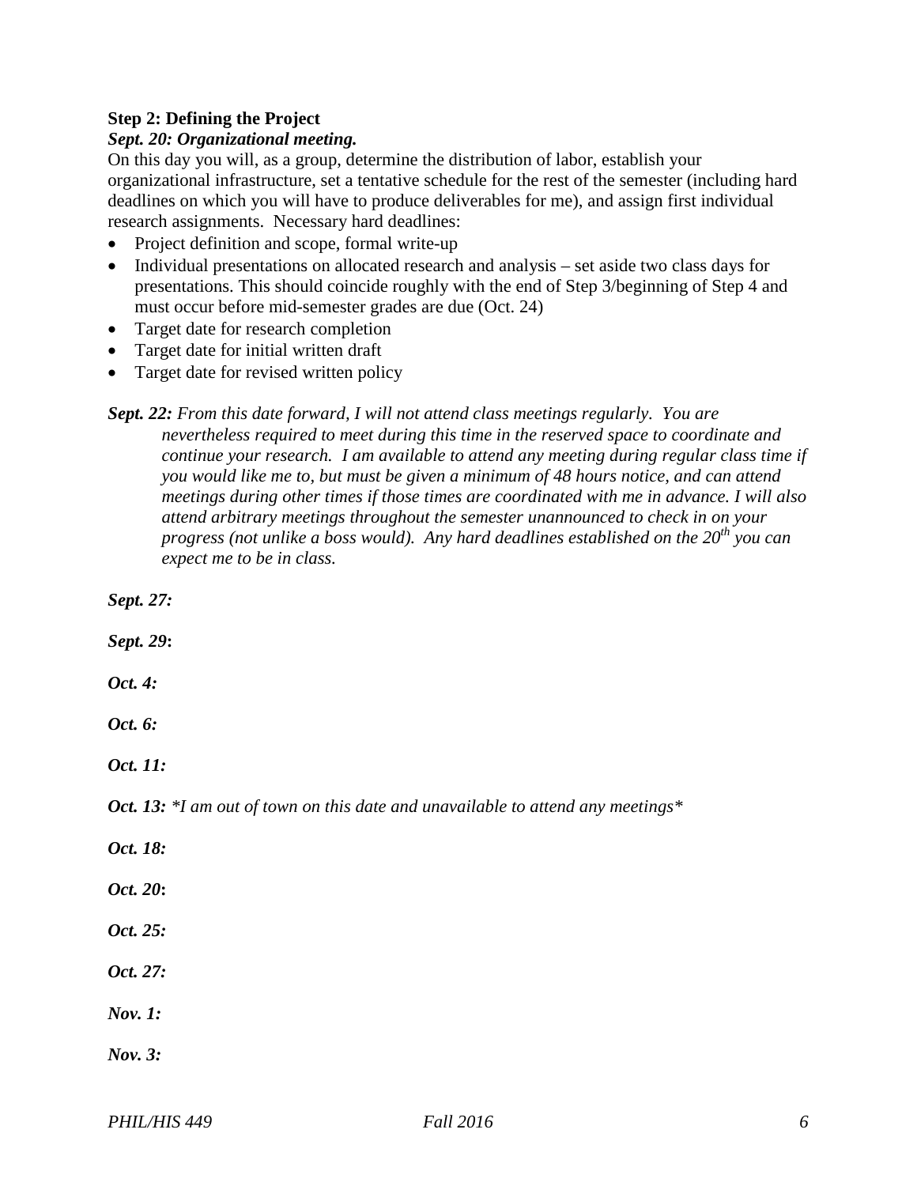**Step 2: Defining the Project**

***Sept. 20: Organizational meeting.***

On this day you will, as a group, determine the distribution of labor, establish your organizational infrastructure, set a tentative schedule for the rest of the semester (including hard deadlines on which you will have to produce deliverables for me), and assign first individual research assignments. Necessary hard deadlines:

- Project definition and scope, formal write-up
- Individual presentations on allocated research and analysis – set aside two class days for presentations. This should coincide roughly with the end of Step 3/beginning of Step 4 and must occur before mid-semester grades are due (Oct. 24)
- Target date for research completion
- Target date for initial written draft
- Target date for revised written policy

***Sept. 22:*** *From this date forward, I will not attend class meetings regularly. You are nevertheless required to meet during this time in the reserved space to coordinate and continue your research. I am available to attend any meeting during regular class time if you would like me to, but must be given a minimum of 48 hours notice, and can attend meetings during other times if those times are coordinated with me in advance. I will also attend arbitrary meetings throughout the semester unannounced to check in on your progress (not unlike a boss would). Any hard deadlines established on the 20th you can expect me to be in class.*

***Sept. 27:***

***Sept. 29*:**

***Oct. 4:***

***Oct. 6:***

***Oct. 11:***

***Oct. 13:*** *\*I am out of town on this date and unavailable to attend any meetings\**

***Oct. 18:***

***Oct. 20*:**

***Oct. 25:***

***Oct. 27:***

***Nov. 1:***

***Nov. 3:***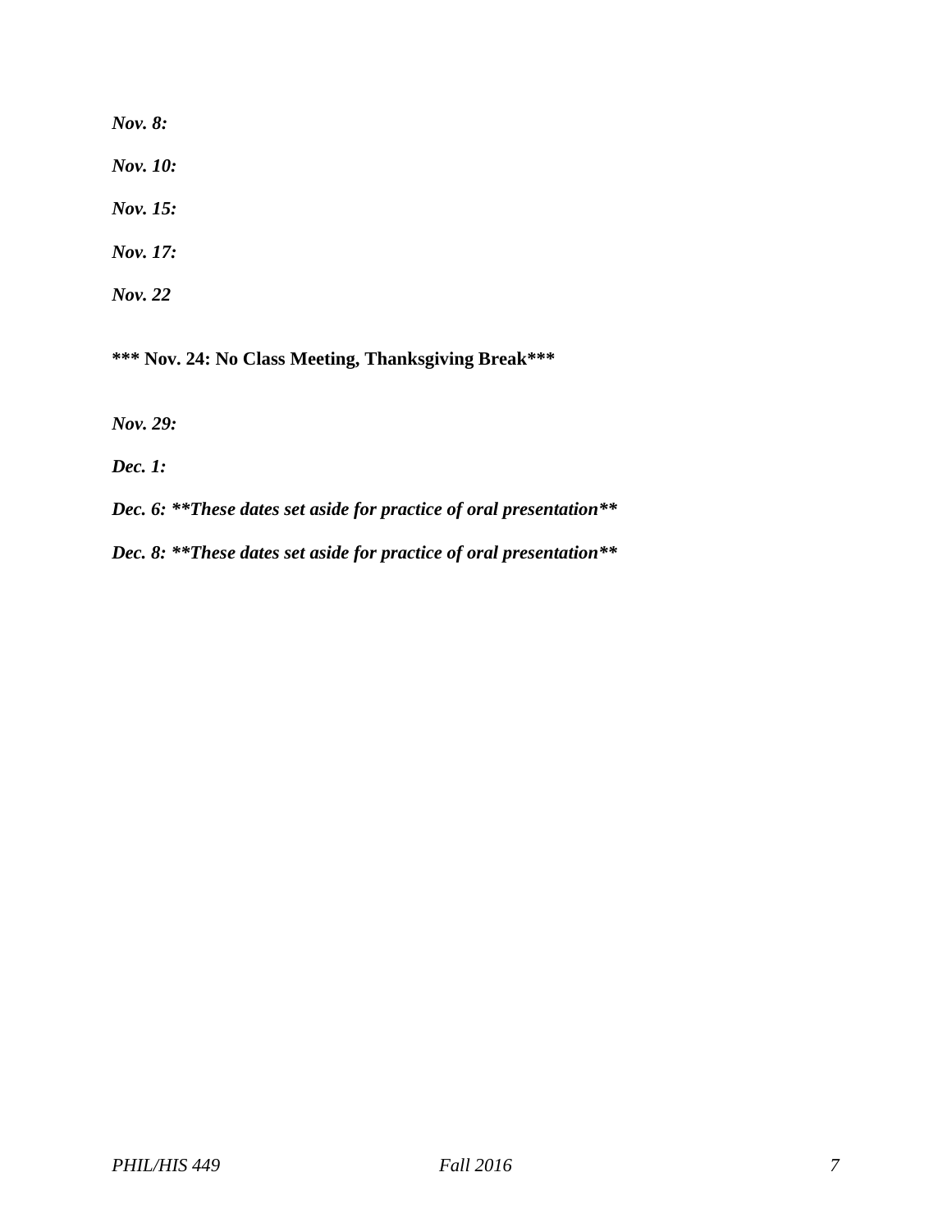***Nov. 8:***

***Nov. 10:***

***Nov. 15:***

***Nov. 17:***

***Nov. 22***

**\*\*\* Nov. 24: No Class Meeting, Thanksgiving Break\*\*\***

***Nov. 29:***

***Dec. 1:***

***Dec. 6: \*\*These dates set aside for practice of oral presentation\*\****

***Dec. 8: \*\*These dates set aside for practice of oral presentation\*\****